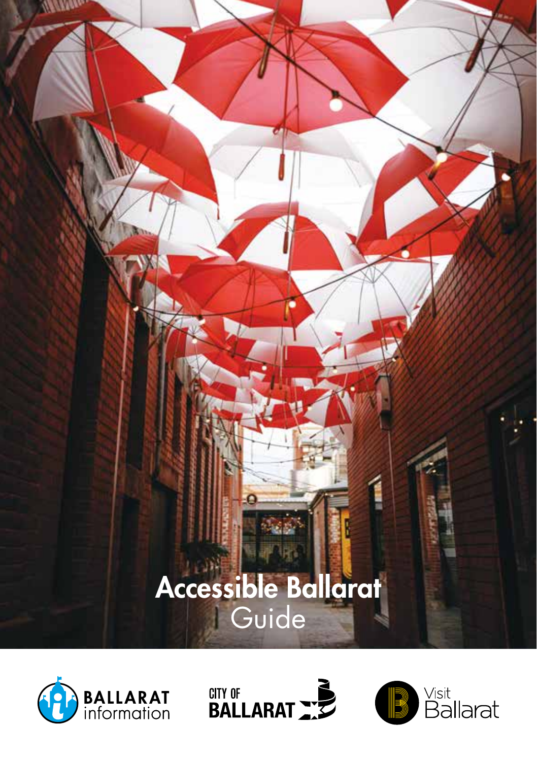# Accessible Ballarat Guide

BALLARAT information

CITY OF BALLARAT

Visit Ballarat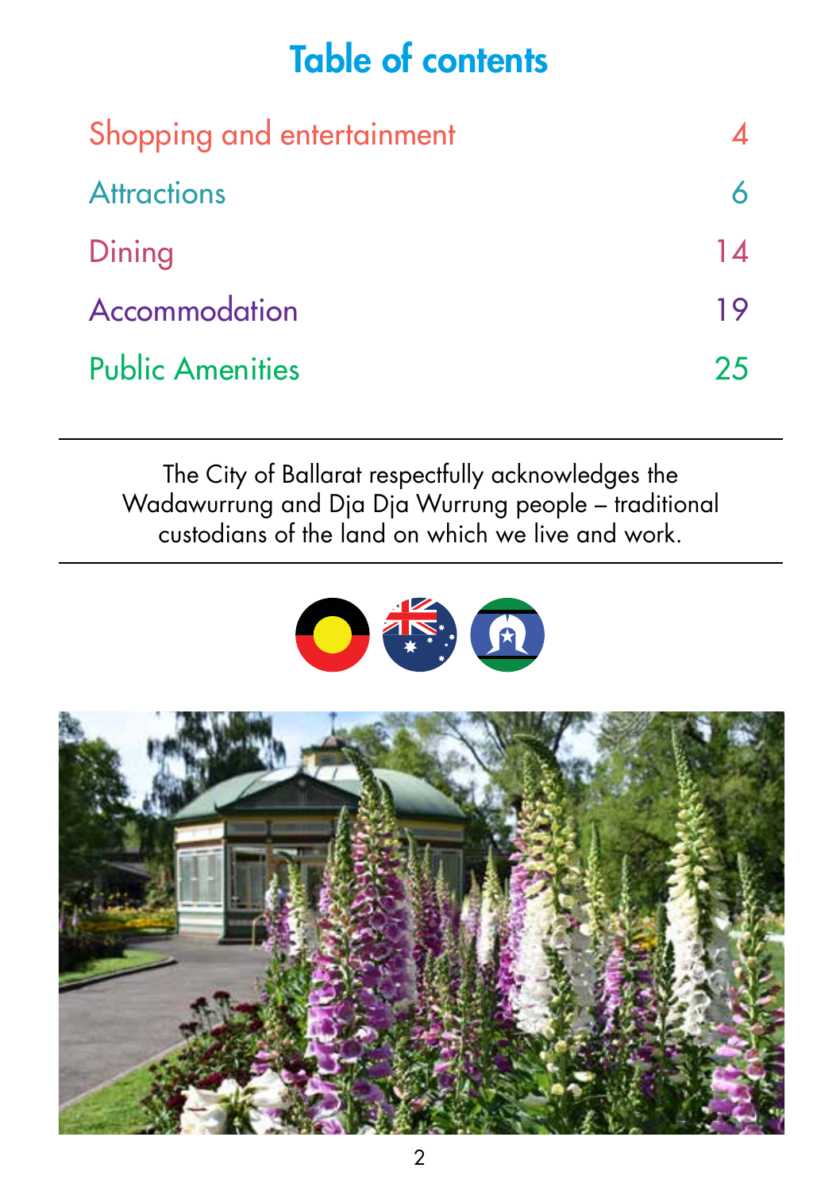# Table of contents

| | |
|---|---|
| Shopping and entertainment | 4 |
| Attractions | 6 |
| Dining | 14 |
| Accommodation | 19 |
| Public Amenities | 25 |

---

The City of Ballarat respectfully acknowledges the Wadawurrung and Dja Dja Wurrung people – traditional custodians of the land on which we live and work.

---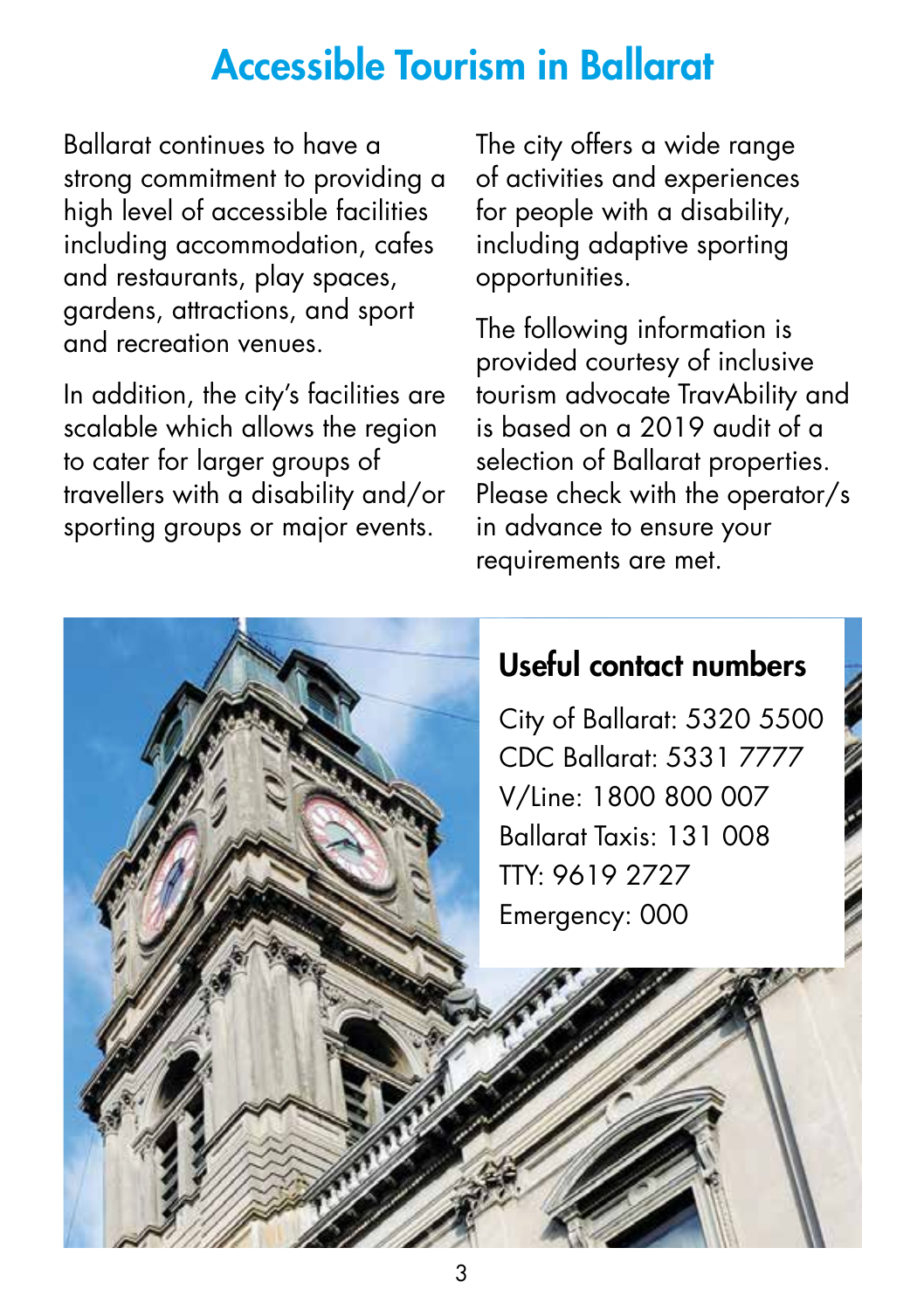# Accessible Tourism in Ballarat

Ballarat continues to have a strong commitment to providing a high level of accessible facilities including accommodation, cafes and restaurants, play spaces, gardens, attractions, and sport and recreation venues.

In addition, the city's facilities are scalable which allows the region to cater for larger groups of travellers with a disability and/or sporting groups or major events.

The city offers a wide range of activities and experiences for people with a disability, including adaptive sporting opportunities.

The following information is provided courtesy of inclusive tourism advocate TravAbility and is based on a 2019 audit of a selection of Ballarat properties. Please check with the operator/s in advance to ensure your requirements are met.

## Useful contact numbers

City of Ballarat: 5320 5500
CDC Ballarat: 5331 7777
V/Line: 1800 800 007
Ballarat Taxis: 131 008
TTY: 9619 2727
Emergency: 000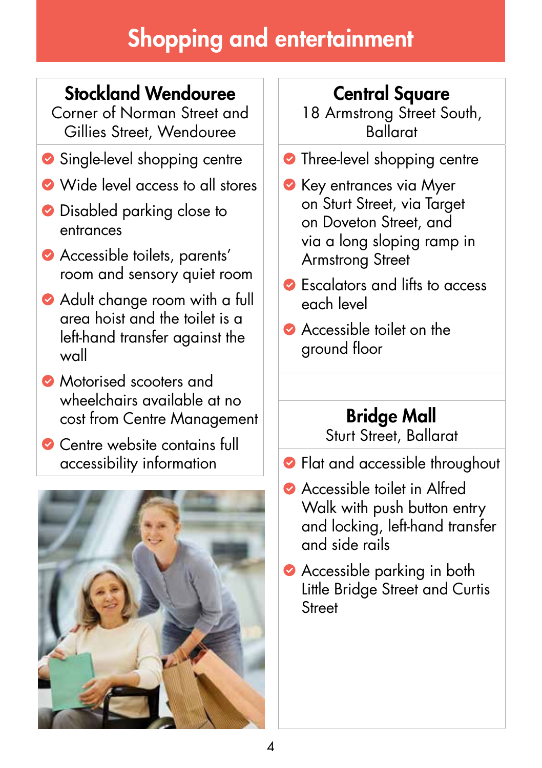# Shopping and entertainment

## Stockland Wendouree

Corner of Norman Street and Gillies Street, Wendouree

- Single-level shopping centre
- Wide level access to all stores
- Disabled parking close to entrances
- Accessible toilets, parents' room and sensory quiet room
- Adult change room with a full area hoist and the toilet is a left-hand transfer against the wall
- Motorised scooters and wheelchairs available at no cost from Centre Management
- Centre website contains full accessibility information

## Central Square

18 Armstrong Street South, Ballarat

- Three-level shopping centre
- Key entrances via Myer on Sturt Street, via Target on Doveton Street, and via a long sloping ramp in Armstrong Street
- Escalators and lifts to access each level
- Accessible toilet on the ground floor

## Bridge Mall

Sturt Street, Ballarat

- Flat and accessible throughout
- Accessible toilet in Alfred Walk with push button entry and locking, left-hand transfer and side rails
- Accessible parking in both Little Bridge Street and Curtis Street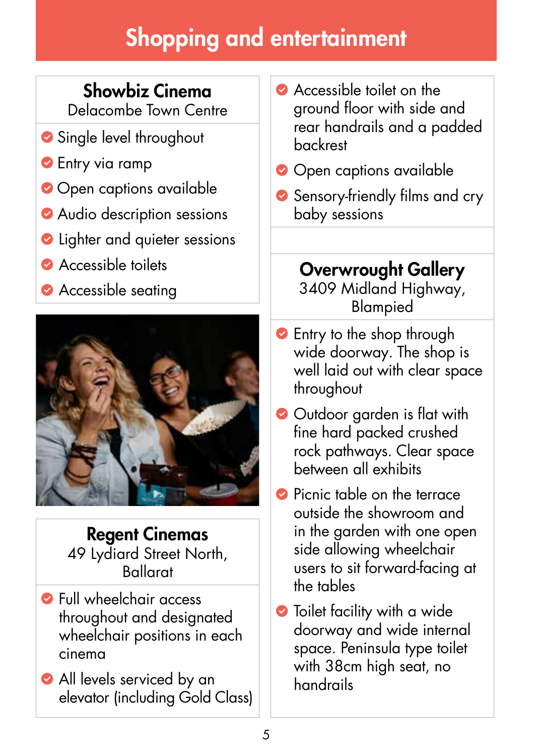# Shopping and entertainment

## Showbiz Cinema
Delacombe Town Centre

- Single level throughout
- Entry via ramp
- Open captions available
- Audio description sessions
- Lighter and quieter sessions
- Accessible toilets
- Accessible seating

## Regent Cinemas
49 Lydiard Street North, Ballarat

- Full wheelchair access throughout and designated wheelchair positions in each cinema
- All levels serviced by an elevator (including Gold Class)
- Accessible toilet on the ground floor with side and rear handrails and a padded backrest
- Open captions available
- Sensory-friendly films and cry baby sessions

## Overwrought Gallery
3409 Midland Highway, Blampied

- Entry to the shop through wide doorway. The shop is well laid out with clear space throughout
- Outdoor garden is flat with fine hard packed crushed rock pathways. Clear space between all exhibits
- Picnic table on the terrace outside the showroom and in the garden with one open side allowing wheelchair users to sit forward-facing at the tables
- Toilet facility with a wide doorway and wide internal space. Peninsula type toilet with 38cm high seat, no handrails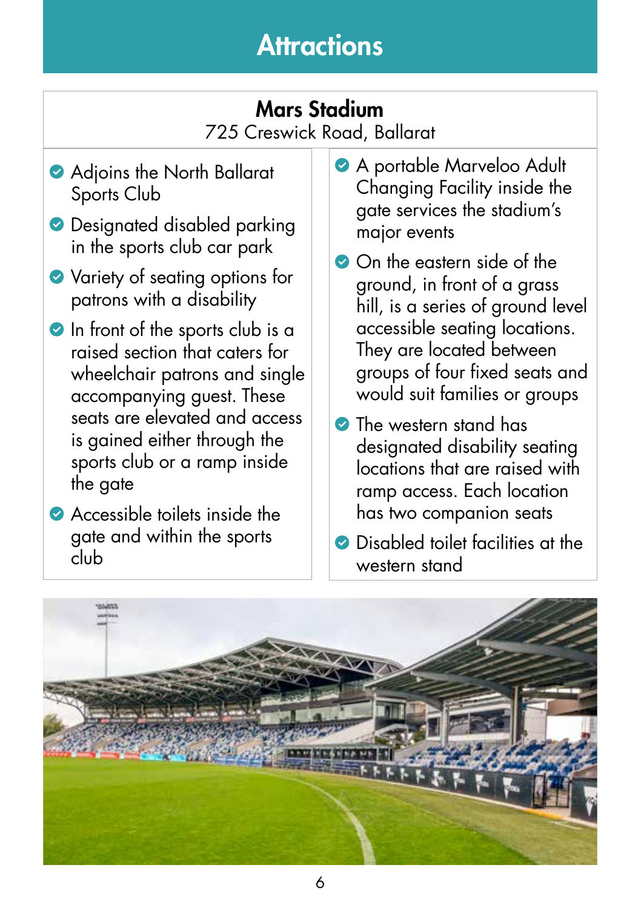# Attractions

## Mars Stadium

725 Creswick Road, Ballarat

- Adjoins the North Ballarat Sports Club
- Designated disabled parking in the sports club car park
- Variety of seating options for patrons with a disability
- In front of the sports club is a raised section that caters for wheelchair patrons and single accompanying guest. These seats are elevated and access is gained either through the sports club or a ramp inside the gate
- Accessible toilets inside the gate and within the sports club
- A portable Marveloo Adult Changing Facility inside the gate services the stadium's major events
- On the eastern side of the ground, in front of a grass hill, is a series of ground level accessible seating locations. They are located between groups of four fixed seats and would suit families or groups
- The western stand has designated disability seating locations that are raised with ramp access. Each location has two companion seats
- Disabled toilet facilities at the western stand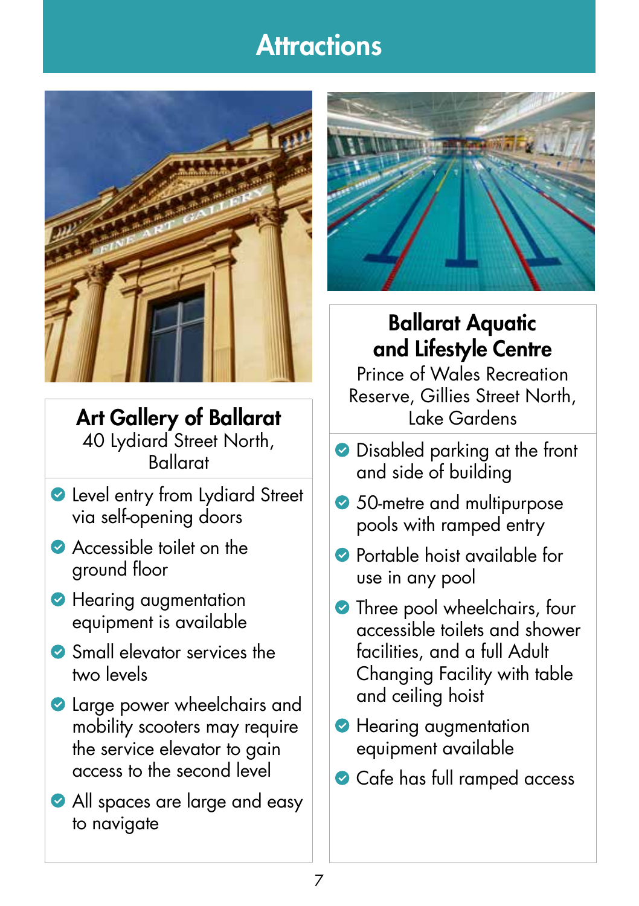# Attractions

## Art Gallery of Ballarat

40 Lydiard Street North, Ballarat

- Level entry from Lydiard Street via self-opening doors
- Accessible toilet on the ground floor
- Hearing augmentation equipment is available
- Small elevator services the two levels
- Large power wheelchairs and mobility scooters may require the service elevator to gain access to the second level
- All spaces are large and easy to navigate

## Ballarat Aquatic and Lifestyle Centre

Prince of Wales Recreation Reserve, Gillies Street North, Lake Gardens

- Disabled parking at the front and side of building
- 50-metre and multipurpose pools with ramped entry
- Portable hoist available for use in any pool
- Three pool wheelchairs, four accessible toilets and shower facilities, and a full Adult Changing Facility with table and ceiling hoist
- Hearing augmentation equipment available
- Cafe has full ramped access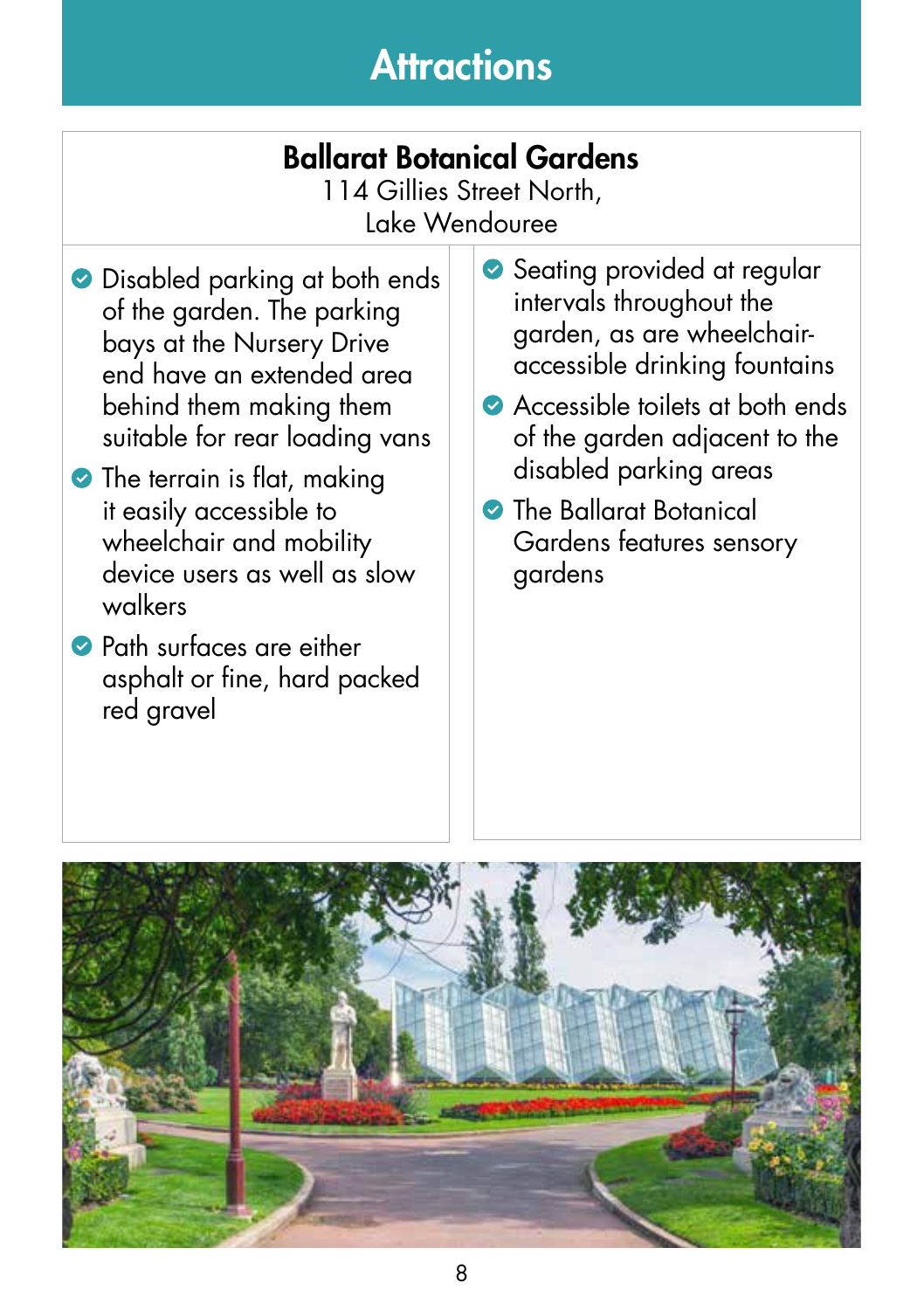# Attractions

## Ballarat Botanical Gardens

114 Gillies Street North,
Lake Wendouree

- Disabled parking at both ends of the garden. The parking bays at the Nursery Drive end have an extended area behind them making them suitable for rear loading vans
- The terrain is flat, making it easily accessible to wheelchair and mobility device users as well as slow walkers
- Path surfaces are either asphalt or fine, hard packed red gravel
- Seating provided at regular intervals throughout the garden, as are wheelchair-accessible drinking fountains
- Accessible toilets at both ends of the garden adjacent to the disabled parking areas
- The Ballarat Botanical Gardens features sensory gardens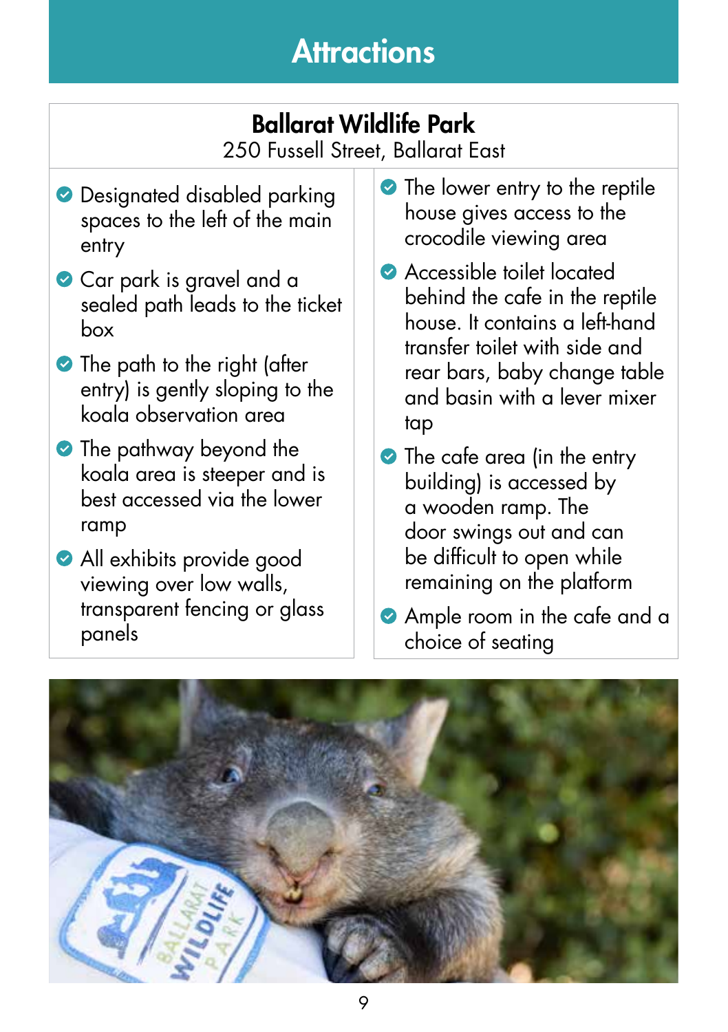# Attractions

## Ballarat Wildlife Park

250 Fussell Street, Ballarat East

- Designated disabled parking spaces to the left of the main entry
- Car park is gravel and a sealed path leads to the ticket box
- The path to the right (after entry) is gently sloping to the koala observation area
- The pathway beyond the koala area is steeper and is best accessed via the lower ramp
- All exhibits provide good viewing over low walls, transparent fencing or glass panels
- The lower entry to the reptile house gives access to the crocodile viewing area
- Accessible toilet located behind the cafe in the reptile house. It contains a left-hand transfer toilet with side and rear bars, baby change table and basin with a lever mixer tap
- The cafe area (in the entry building) is accessed by a wooden ramp. The door swings out and can be difficult to open while remaining on the platform
- Ample room in the cafe and a choice of seating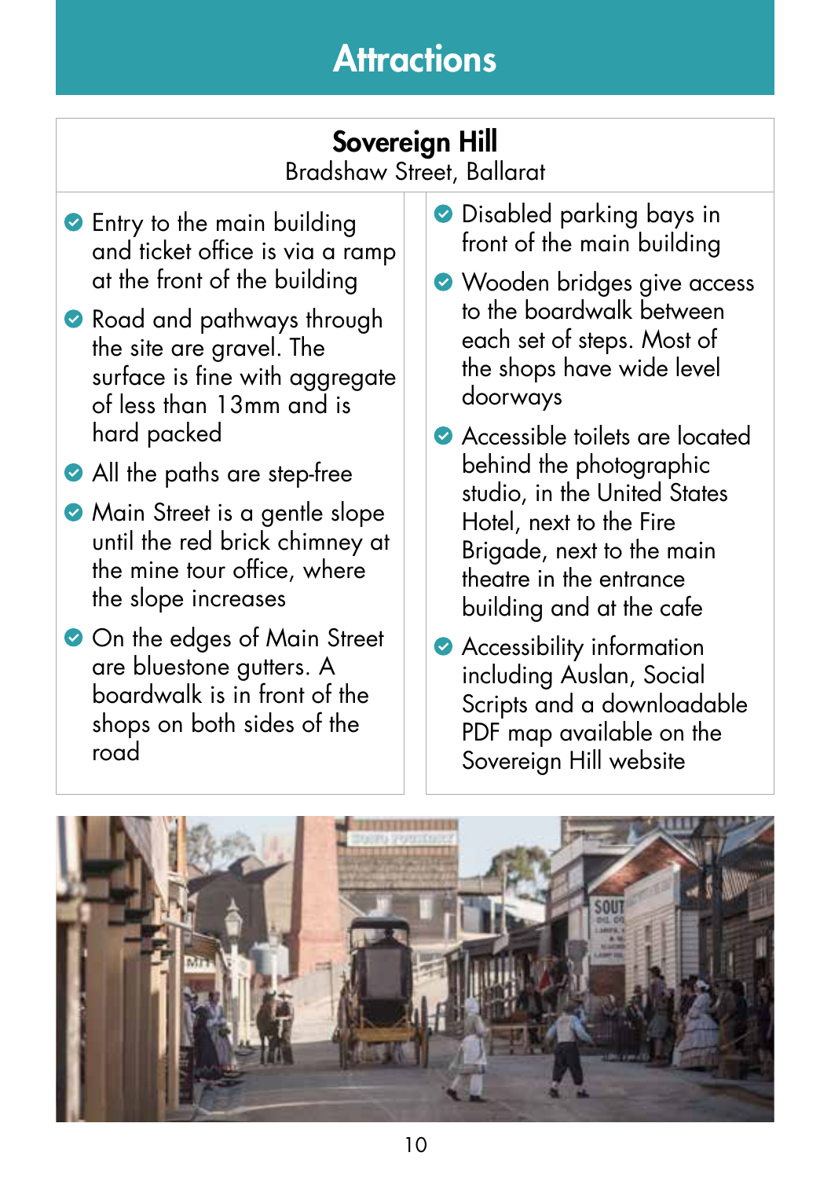# Attractions

## Sovereign Hill

Bradshaw Street, Ballarat

- Entry to the main building and ticket office is via a ramp at the front of the building
- Road and pathways through the site are gravel. The surface is fine with aggregate of less than 13mm and is hard packed
- All the paths are step-free
- Main Street is a gentle slope until the red brick chimney at the mine tour office, where the slope increases
- On the edges of Main Street are bluestone gutters. A boardwalk is in front of the shops on both sides of the road
- Disabled parking bays in front of the main building
- Wooden bridges give access to the boardwalk between each set of steps. Most of the shops have wide level doorways
- Accessible toilets are located behind the photographic studio, in the United States Hotel, next to the Fire Brigade, next to the main theatre in the entrance building and at the cafe
- Accessibility information including Auslan, Social Scripts and a downloadable PDF map available on the Sovereign Hill website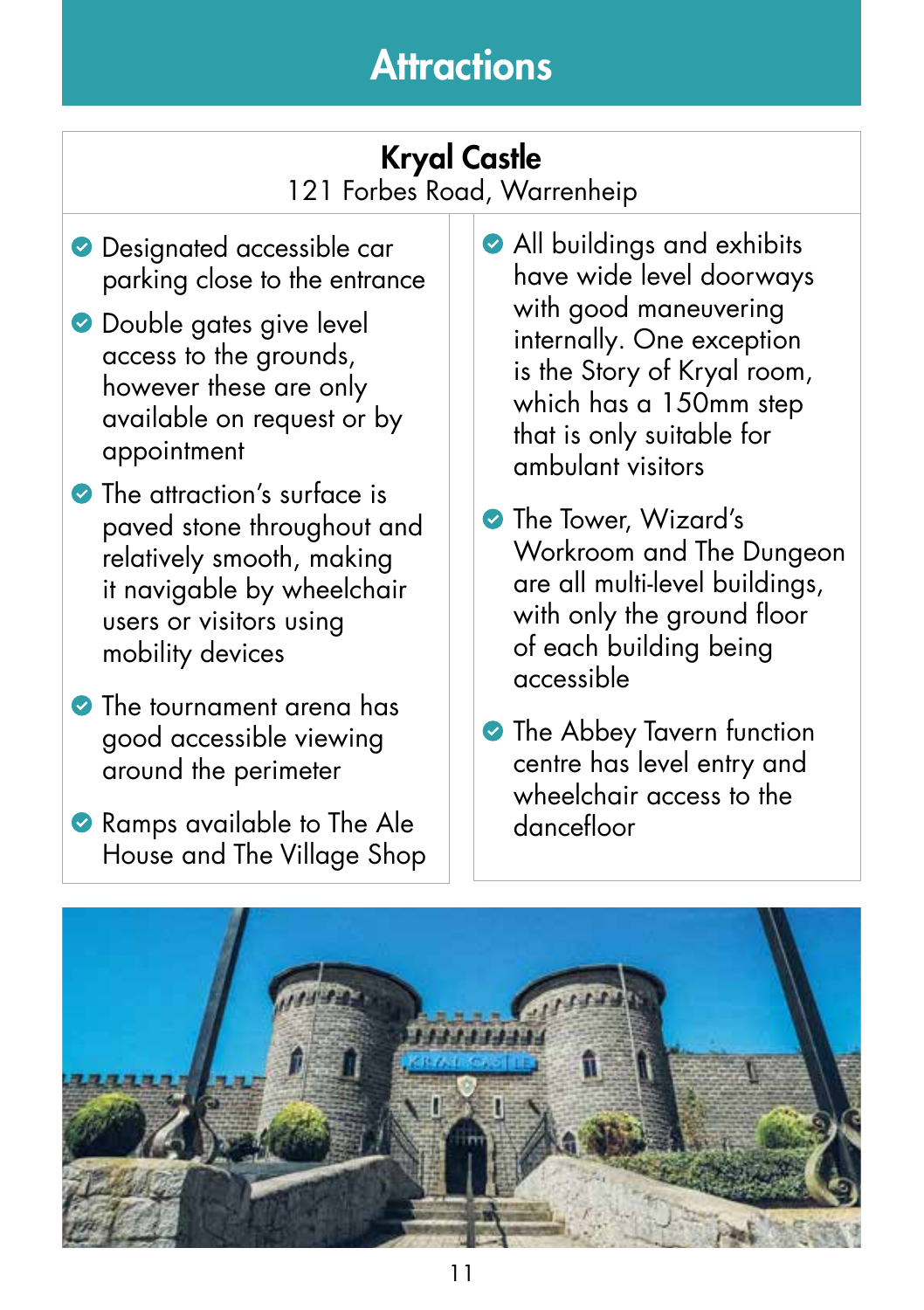# Attractions

## Kryal Castle

121 Forbes Road, Warrenheip

- Designated accessible car parking close to the entrance
- Double gates give level access to the grounds, however these are only available on request or by appointment
- The attraction's surface is paved stone throughout and relatively smooth, making it navigable by wheelchair users or visitors using mobility devices
- The tournament arena has good accessible viewing around the perimeter
- Ramps available to The Ale House and The Village Shop
- All buildings and exhibits have wide level doorways with good maneuvering internally. One exception is the Story of Kryal room, which has a 150mm step that is only suitable for ambulant visitors
- The Tower, Wizard's Workroom and The Dungeon are all multi-level buildings, with only the ground floor of each building being accessible
- The Abbey Tavern function centre has level entry and wheelchair access to the dancefloor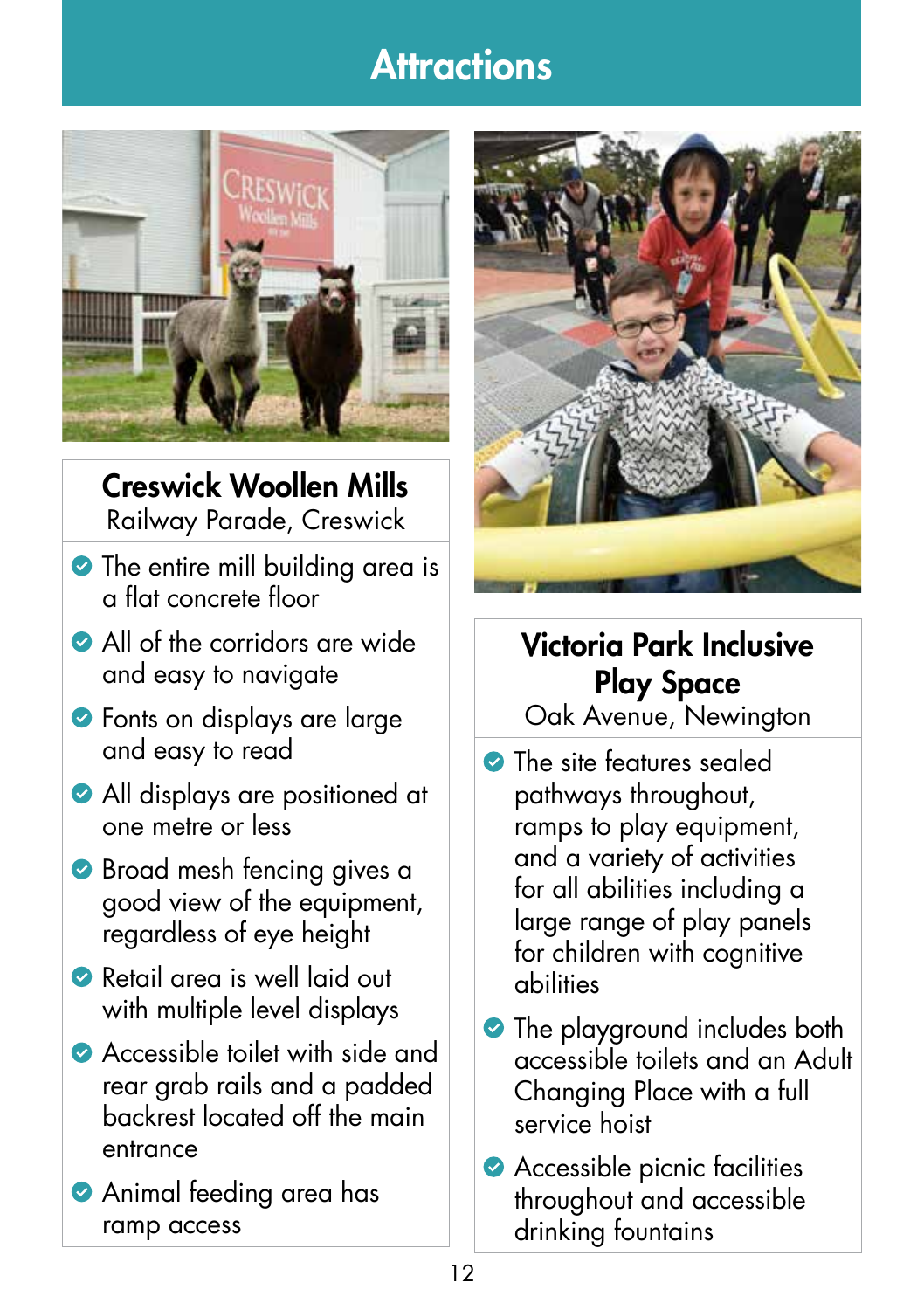# Attractions

## Creswick Woollen Mills

Railway Parade, Creswick

- The entire mill building area is a flat concrete floor
- All of the corridors are wide and easy to navigate
- Fonts on displays are large and easy to read
- All displays are positioned at one metre or less
- Broad mesh fencing gives a good view of the equipment, regardless of eye height
- Retail area is well laid out with multiple level displays
- Accessible toilet with side and rear grab rails and a padded backrest located off the main entrance
- Animal feeding area has ramp access

## Victoria Park Inclusive Play Space

Oak Avenue, Newington

- The site features sealed pathways throughout, ramps to play equipment, and a variety of activities for all abilities including a large range of play panels for children with cognitive abilities
- The playground includes both accessible toilets and an Adult Changing Place with a full service hoist
- Accessible picnic facilities throughout and accessible drinking fountains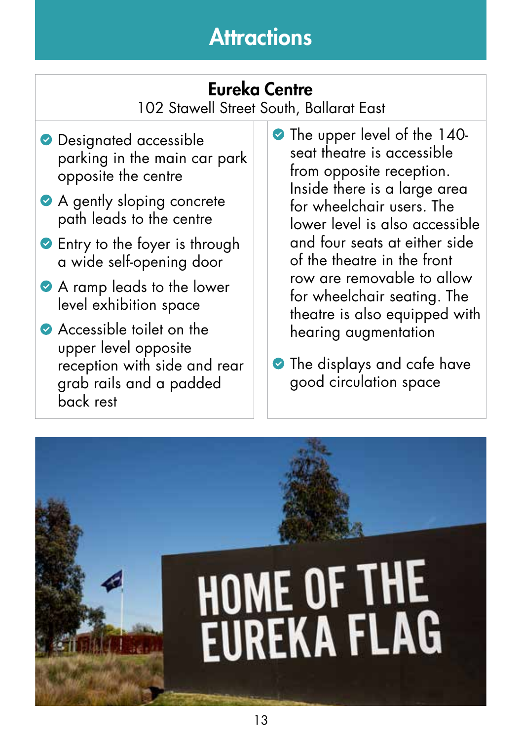# Attractions

## Eureka Centre

102 Stawell Street South, Ballarat East

- Designated accessible parking in the main car park opposite the centre
- A gently sloping concrete path leads to the centre
- Entry to the foyer is through a wide self-opening door
- A ramp leads to the lower level exhibition space
- Accessible toilet on the upper level opposite reception with side and rear grab rails and a padded back rest
- The upper level of the 140-seat theatre is accessible from opposite reception. Inside there is a large area for wheelchair users. The lower level is also accessible and four seats at either side of the theatre in the front row are removable to allow for wheelchair seating. The theatre is also equipped with hearing augmentation
- The displays and cafe have good circulation space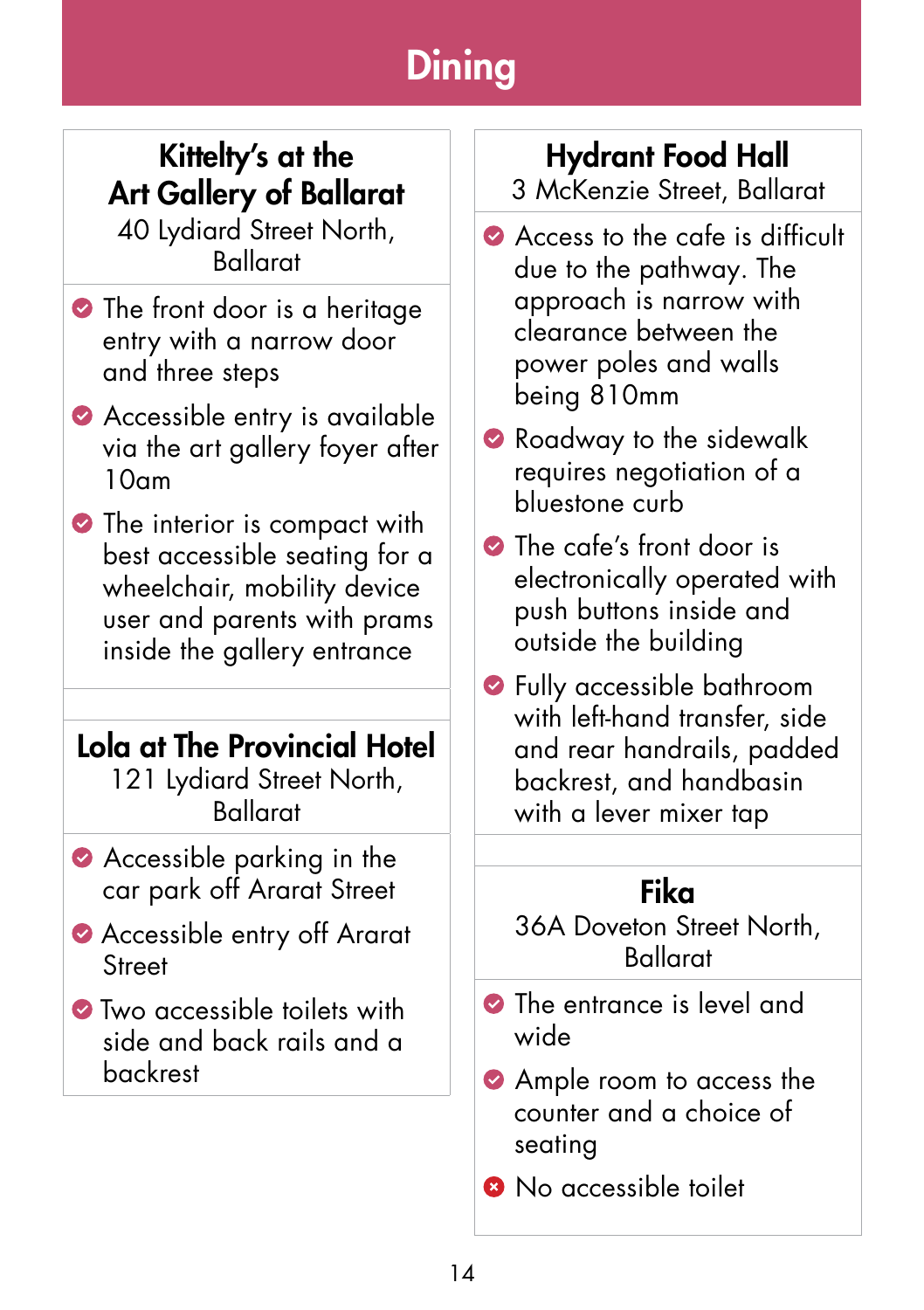# Dining

## Kittelty's at the Art Gallery of Ballarat

40 Lydiard Street North, Ballarat

- The front door is a heritage entry with a narrow door and three steps
- Accessible entry is available via the art gallery foyer after 10am
- The interior is compact with best accessible seating for a wheelchair, mobility device user and parents with prams inside the gallery entrance

## Lola at The Provincial Hotel

121 Lydiard Street North, Ballarat

- Accessible parking in the car park off Ararat Street
- Accessible entry off Ararat Street
- Two accessible toilets with side and back rails and a backrest

## Hydrant Food Hall

3 McKenzie Street, Ballarat

- Access to the cafe is difficult due to the pathway. The approach is narrow with clearance between the power poles and walls being 810mm
- Roadway to the sidewalk requires negotiation of a bluestone curb
- The cafe's front door is electronically operated with push buttons inside and outside the building
- Fully accessible bathroom with left-hand transfer, side and rear handrails, padded backrest, and handbasin with a lever mixer tap

## Fika

36A Doveton Street North, Ballarat

- The entrance is level and wide
- Ample room to access the counter and a choice of seating
- ✗ No accessible toilet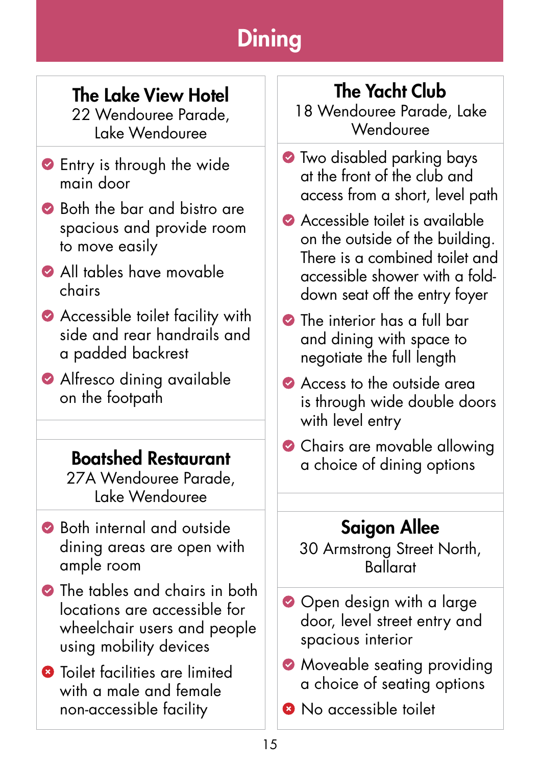# Dining

## The Lake View Hotel

22 Wendouree Parade, Lake Wendouree

- Entry is through the wide main door
- Both the bar and bistro are spacious and provide room to move easily
- All tables have movable chairs
- Accessible toilet facility with side and rear handrails and a padded backrest
- Alfresco dining available on the footpath

## Boatshed Restaurant

27A Wendouree Parade, Lake Wendouree

- Both internal and outside dining areas are open with ample room
- The tables and chairs in both locations are accessible for wheelchair users and people using mobility devices
- ✗ Toilet facilities are limited with a male and female non-accessible facility

## The Yacht Club

18 Wendouree Parade, Lake Wendouree

- Two disabled parking bays at the front of the club and access from a short, level path
- Accessible toilet is available on the outside of the building. There is a combined toilet and accessible shower with a fold-down seat off the entry foyer
- The interior has a full bar and dining with space to negotiate the full length
- Access to the outside area is through wide double doors with level entry
- Chairs are movable allowing a choice of dining options

## Saigon Allee

30 Armstrong Street North, Ballarat

- Open design with a large door, level street entry and spacious interior
- Moveable seating providing a choice of seating options
- ✗ No accessible toilet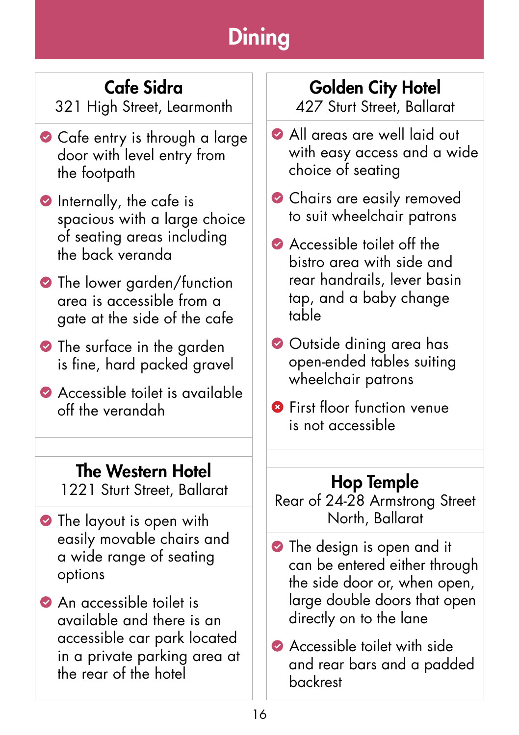# Dining

## Cafe Sidra

321 High Street, Learmonth

- Cafe entry is through a large door with level entry from the footpath
- Internally, the cafe is spacious with a large choice of seating areas including the back veranda
- The lower garden/function area is accessible from a gate at the side of the cafe
- The surface in the garden is fine, hard packed gravel
- Accessible toilet is available off the verandah

## The Western Hotel

1221 Sturt Street, Ballarat

- The layout is open with easily movable chairs and a wide range of seating options
- An accessible toilet is available and there is an accessible car park located in a private parking area at the rear of the hotel

## Golden City Hotel

427 Sturt Street, Ballarat

- All areas are well laid out with easy access and a wide choice of seating
- Chairs are easily removed to suit wheelchair patrons
- Accessible toilet off the bistro area with side and rear handrails, lever basin tap, and a baby change table
- Outside dining area has open-ended tables suiting wheelchair patrons
- ✖ First floor function venue is not accessible

## Hop Temple

Rear of 24-28 Armstrong Street North, Ballarat

- The design is open and it can be entered either through the side door or, when open, large double doors that open directly on to the lane
- Accessible toilet with side and rear bars and a padded backrest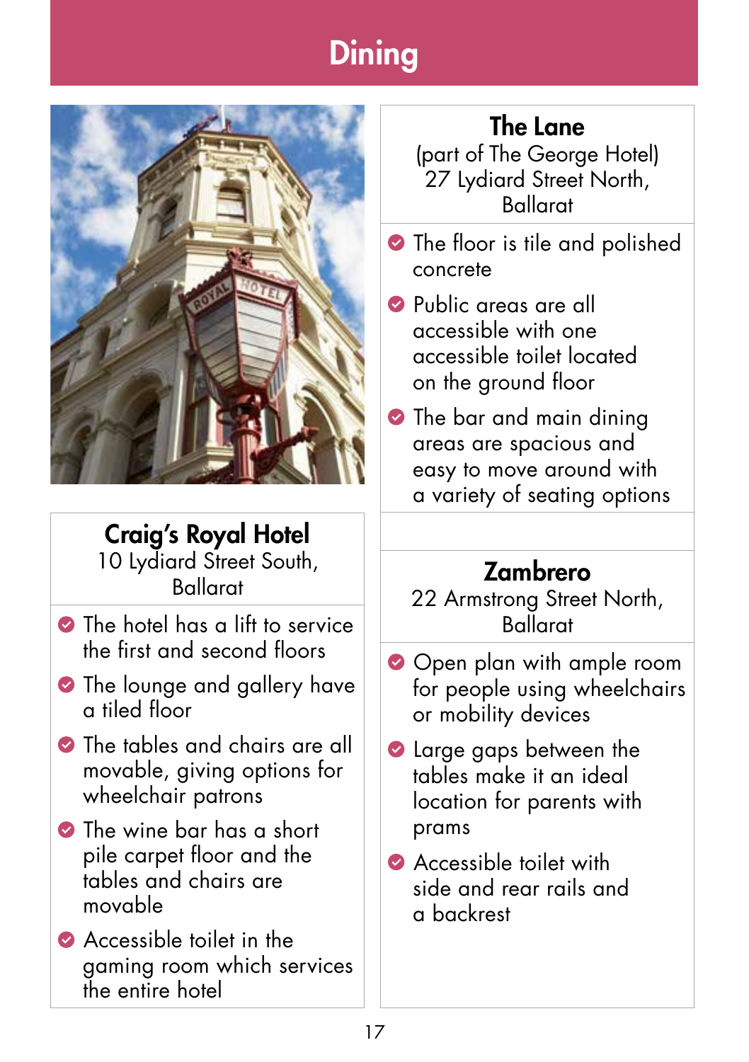# Dining

## Craig's Royal Hotel

10 Lydiard Street South, Ballarat

- The hotel has a lift to service the first and second floors
- The lounge and gallery have a tiled floor
- The tables and chairs are all movable, giving options for wheelchair patrons
- The wine bar has a short pile carpet floor and the tables and chairs are movable
- Accessible toilet in the gaming room which services the entire hotel

## The Lane

(part of The George Hotel)
27 Lydiard Street North, Ballarat

- The floor is tile and polished concrete
- Public areas are all accessible with one accessible toilet located on the ground floor
- The bar and main dining areas are spacious and easy to move around with a variety of seating options

## Zambrero

22 Armstrong Street North, Ballarat

- Open plan with ample room for people using wheelchairs or mobility devices
- Large gaps between the tables make it an ideal location for parents with prams
- Accessible toilet with side and rear rails and a backrest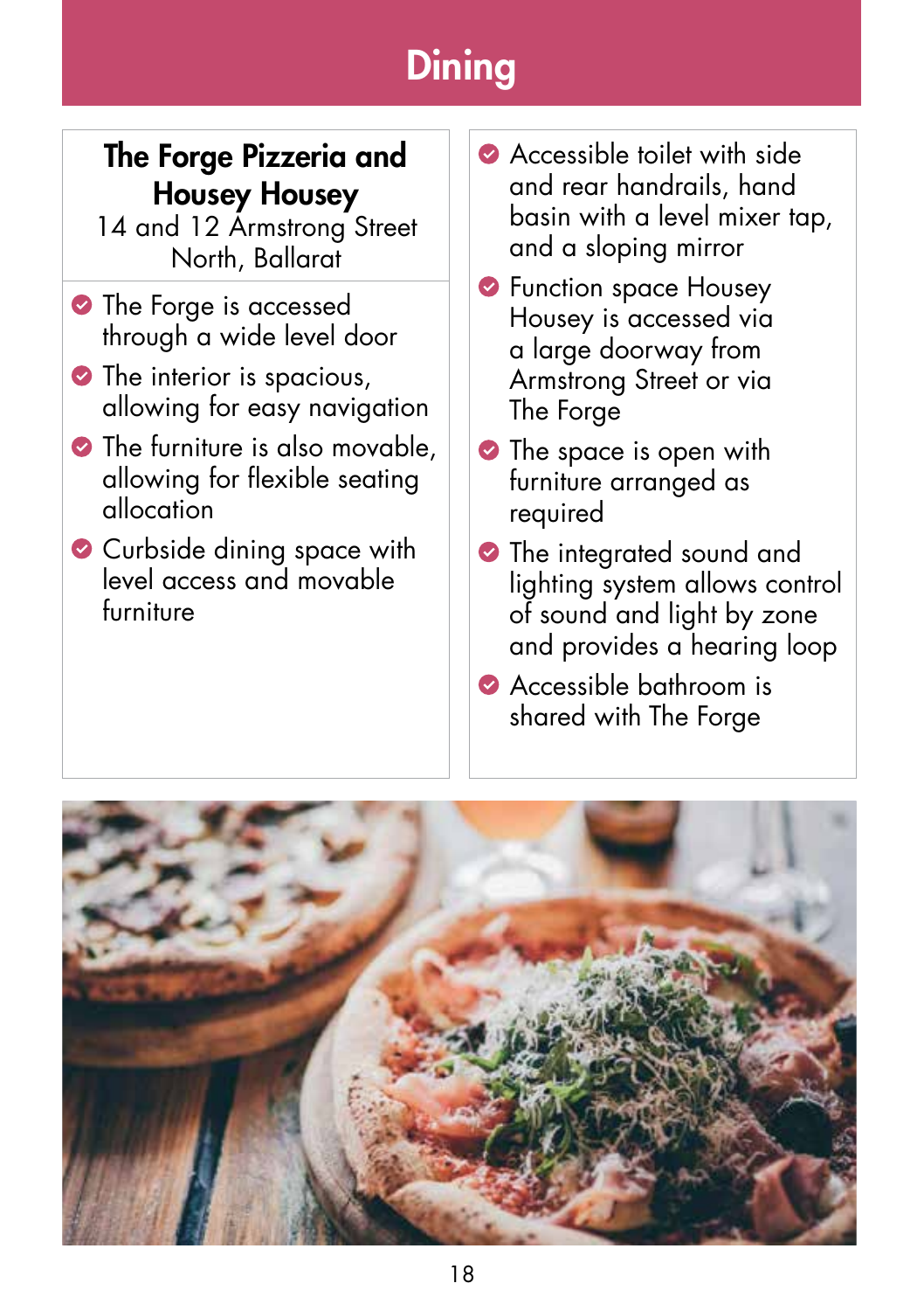# Dining

## The Forge Pizzeria and Housey Housey

14 and 12 Armstrong Street North, Ballarat

- The Forge is accessed through a wide level door
- The interior is spacious, allowing for easy navigation
- The furniture is also movable, allowing for flexible seating allocation
- Curbside dining space with level access and movable furniture
- Accessible toilet with side and rear handrails, hand basin with a level mixer tap, and a sloping mirror
- Function space Housey Housey is accessed via a large doorway from Armstrong Street or via The Forge
- The space is open with furniture arranged as required
- The integrated sound and lighting system allows control of sound and light by zone and provides a hearing loop
- Accessible bathroom is shared with The Forge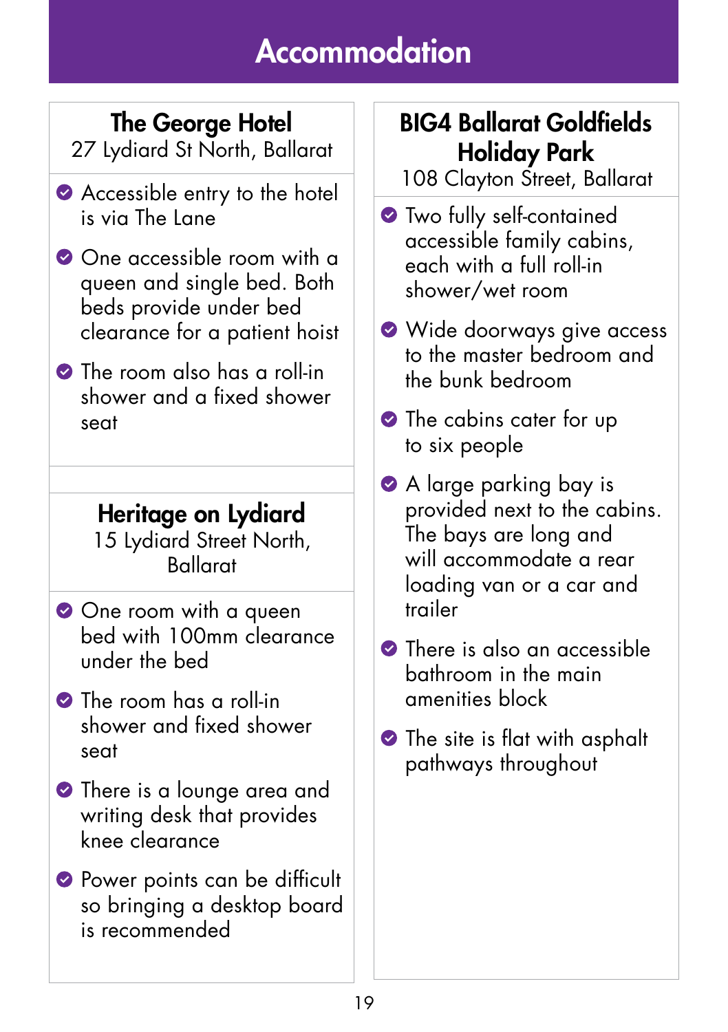# Accommodation

## The George Hotel

27 Lydiard St North, Ballarat

- Accessible entry to the hotel is via The Lane
- One accessible room with a queen and single bed. Both beds provide under bed clearance for a patient hoist
- The room also has a roll-in shower and a fixed shower seat

## Heritage on Lydiard

15 Lydiard Street North, Ballarat

- One room with a queen bed with 100mm clearance under the bed
- The room has a roll-in shower and fixed shower seat
- There is a lounge area and writing desk that provides knee clearance
- Power points can be difficult so bringing a desktop board is recommended

## BIG4 Ballarat Goldfields Holiday Park

108 Clayton Street, Ballarat

- Two fully self-contained accessible family cabins, each with a full roll-in shower/wet room
- Wide doorways give access to the master bedroom and the bunk bedroom
- The cabins cater for up to six people
- A large parking bay is provided next to the cabins. The bays are long and will accommodate a rear loading van or a car and trailer
- There is also an accessible bathroom in the main amenities block
- The site is flat with asphalt pathways throughout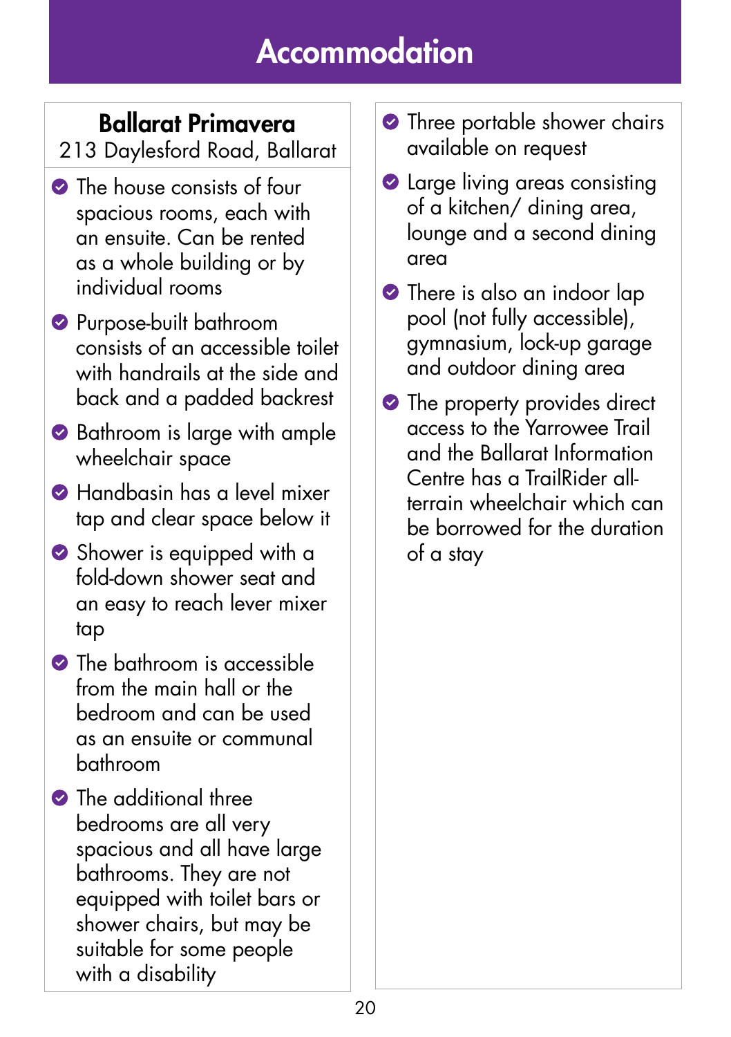# Accommodation

## Ballarat Primavera

213 Daylesford Road, Ballarat

- The house consists of four spacious rooms, each with an ensuite. Can be rented as a whole building or by individual rooms
- Purpose-built bathroom consists of an accessible toilet with handrails at the side and back and a padded backrest
- Bathroom is large with ample wheelchair space
- Handbasin has a level mixer tap and clear space below it
- Shower is equipped with a fold-down shower seat and an easy to reach lever mixer tap
- The bathroom is accessible from the main hall or the bedroom and can be used as an ensuite or communal bathroom
- The additional three bedrooms are all very spacious and all have large bathrooms. They are not equipped with toilet bars or shower chairs, but may be suitable for some people with a disability
- Three portable shower chairs available on request
- Large living areas consisting of a kitchen/ dining area, lounge and a second dining area
- There is also an indoor lap pool (not fully accessible), gymnasium, lock-up garage and outdoor dining area
- The property provides direct access to the Yarrowee Trail and the Ballarat Information Centre has a TrailRider all-terrain wheelchair which can be borrowed for the duration of a stay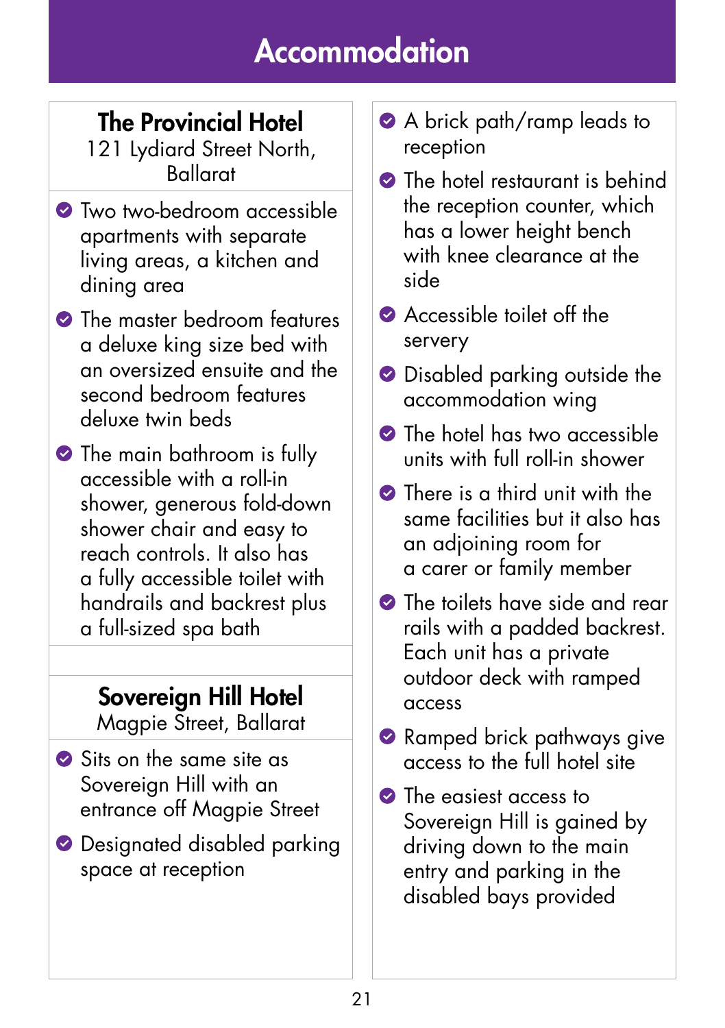# Accommodation

## The Provincial Hotel

121 Lydiard Street North, Ballarat

- Two two-bedroom accessible apartments with separate living areas, a kitchen and dining area
- The master bedroom features a deluxe king size bed with an oversized ensuite and the second bedroom features deluxe twin beds
- The main bathroom is fully accessible with a roll-in shower, generous fold-down shower chair and easy to reach controls. It also has a fully accessible toilet with handrails and backrest plus a full-sized spa bath

## Sovereign Hill Hotel

Magpie Street, Ballarat

- Sits on the same site as Sovereign Hill with an entrance off Magpie Street
- Designated disabled parking space at reception
- A brick path/ramp leads to reception
- The hotel restaurant is behind the reception counter, which has a lower height bench with knee clearance at the side
- Accessible toilet off the servery
- Disabled parking outside the accommodation wing
- The hotel has two accessible units with full roll-in shower
- There is a third unit with the same facilities but it also has an adjoining room for a carer or family member
- The toilets have side and rear rails with a padded backrest. Each unit has a private outdoor deck with ramped access
- Ramped brick pathways give access to the full hotel site
- The easiest access to Sovereign Hill is gained by driving down to the main entry and parking in the disabled bays provided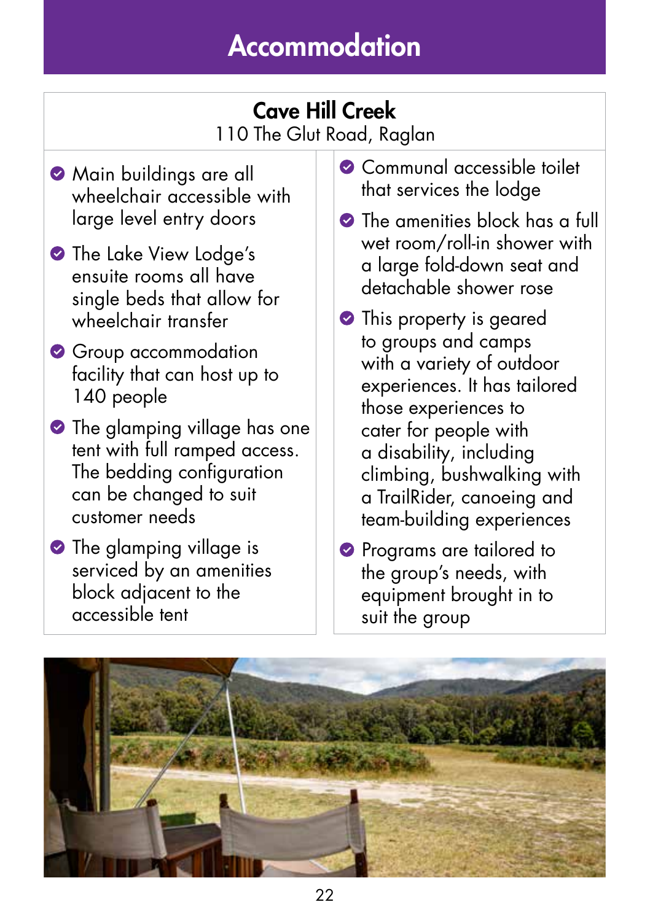# Accommodation

## Cave Hill Creek

110 The Glut Road, Raglan

- Main buildings are all wheelchair accessible with large level entry doors
- The Lake View Lodge's ensuite rooms all have single beds that allow for wheelchair transfer
- Group accommodation facility that can host up to 140 people
- The glamping village has one tent with full ramped access. The bedding configuration can be changed to suit customer needs
- The glamping village is serviced by an amenities block adjacent to the accessible tent
- Communal accessible toilet that services the lodge
- The amenities block has a full wet room/roll-in shower with a large fold-down seat and detachable shower rose
- This property is geared to groups and camps with a variety of outdoor experiences. It has tailored those experiences to cater for people with a disability, including climbing, bushwalking with a TrailRider, canoeing and team-building experiences
- Programs are tailored to the group's needs, with equipment brought in to suit the group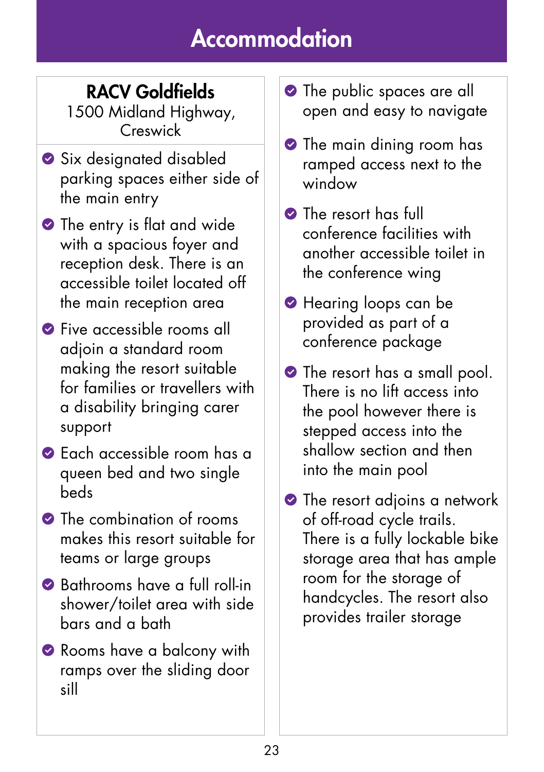# Accommodation

## RACV Goldfields

1500 Midland Highway, Creswick

- Six designated disabled parking spaces either side of the main entry
- The entry is flat and wide with a spacious foyer and reception desk. There is an accessible toilet located off the main reception area
- Five accessible rooms all adjoin a standard room making the resort suitable for families or travellers with a disability bringing carer support
- Each accessible room has a queen bed and two single beds
- The combination of rooms makes this resort suitable for teams or large groups
- Bathrooms have a full roll-in shower/toilet area with side bars and a bath
- Rooms have a balcony with ramps over the sliding door sill
- The public spaces are all open and easy to navigate
- The main dining room has ramped access next to the window
- The resort has full conference facilities with another accessible toilet in the conference wing
- Hearing loops can be provided as part of a conference package
- The resort has a small pool. There is no lift access into the pool however there is stepped access into the shallow section and then into the main pool
- The resort adjoins a network of off-road cycle trails. There is a fully lockable bike storage area that has ample room for the storage of handcycles. The resort also provides trailer storage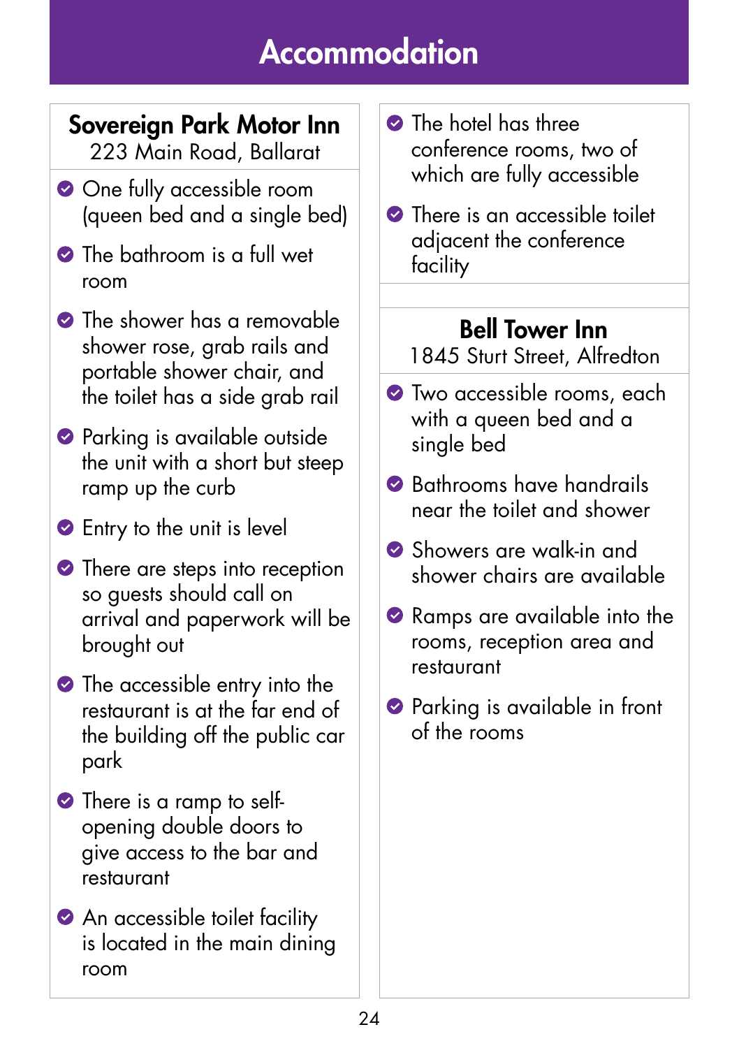# Accommodation

## Sovereign Park Motor Inn

223 Main Road, Ballarat

- One fully accessible room (queen bed and a single bed)
- The bathroom is a full wet room
- The shower has a removable shower rose, grab rails and portable shower chair, and the toilet has a side grab rail
- Parking is available outside the unit with a short but steep ramp up the curb
- Entry to the unit is level
- There are steps into reception so guests should call on arrival and paperwork will be brought out
- The accessible entry into the restaurant is at the far end of the building off the public car park
- There is a ramp to self-opening double doors to give access to the bar and restaurant
- An accessible toilet facility is located in the main dining room
- The hotel has three conference rooms, two of which are fully accessible
- There is an accessible toilet adjacent the conference facility

## Bell Tower Inn

1845 Sturt Street, Alfredton

- Two accessible rooms, each with a queen bed and a single bed
- Bathrooms have handrails near the toilet and shower
- Showers are walk-in and shower chairs are available
- Ramps are available into the rooms, reception area and restaurant
- Parking is available in front of the rooms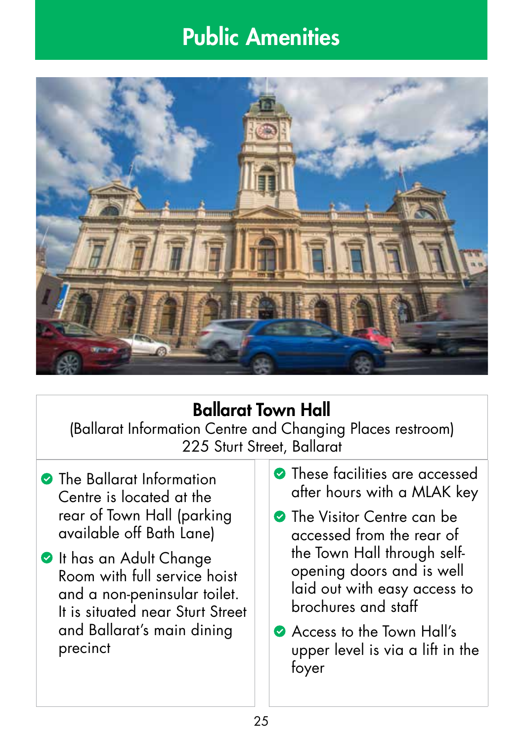# Public Amenities

## Ballarat Town Hall

(Ballarat Information Centre and Changing Places restroom)
225 Sturt Street, Ballarat

- The Ballarat Information Centre is located at the rear of Town Hall (parking available off Bath Lane)
- It has an Adult Change Room with full service hoist and a non-peninsular toilet. It is situated near Sturt Street and Ballarat's main dining precinct
- These facilities are accessed after hours with a MLAK key
- The Visitor Centre can be accessed from the rear of the Town Hall through self-opening doors and is well laid out with easy access to brochures and staff
- Access to the Town Hall's upper level is via a lift in the foyer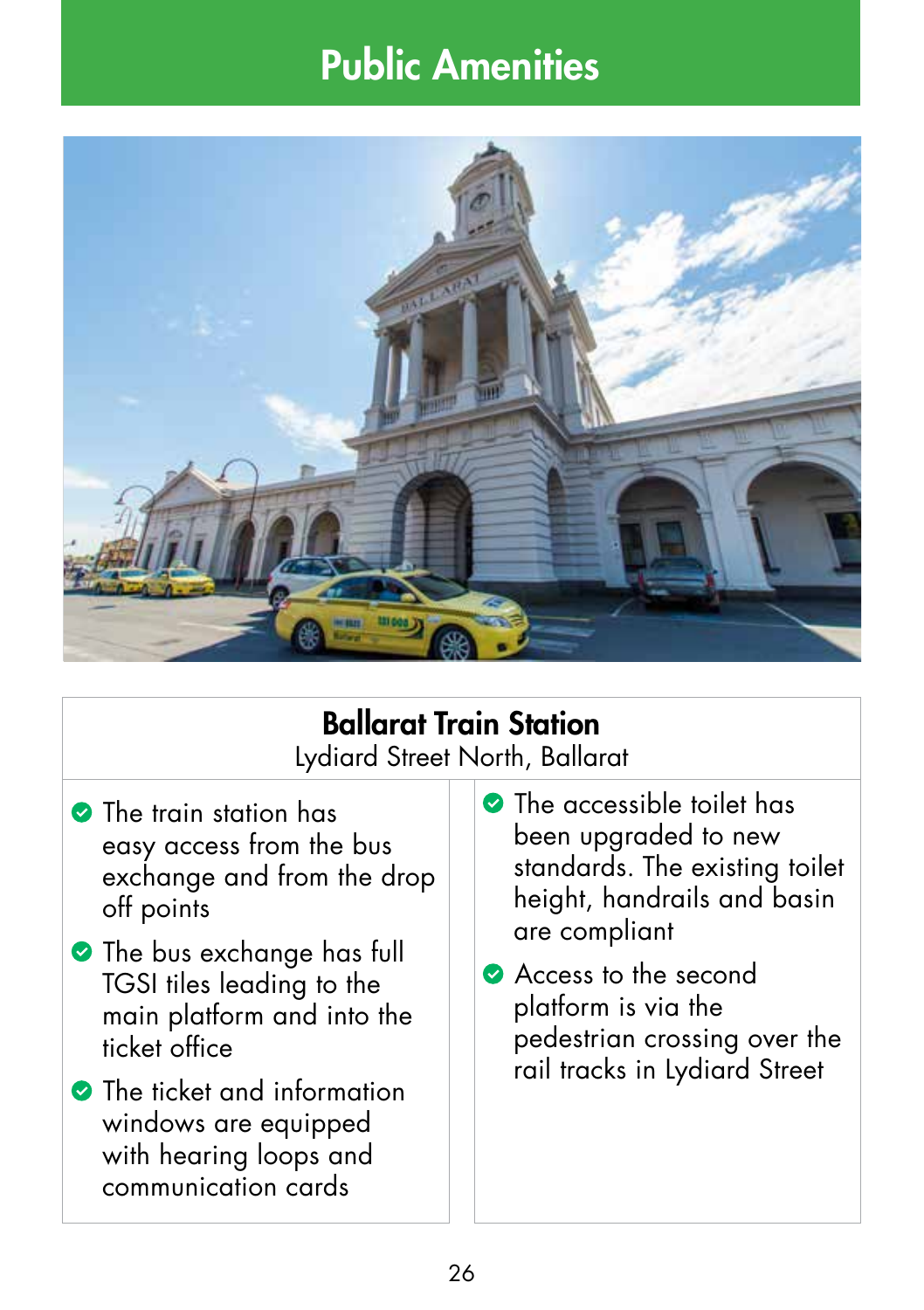# Public Amenities

## Ballarat Train Station

Lydiard Street North, Ballarat

- The train station has easy access from the bus exchange and from the drop off points
- The bus exchange has full TGSI tiles leading to the main platform and into the ticket office
- The ticket and information windows are equipped with hearing loops and communication cards
- The accessible toilet has been upgraded to new standards. The existing toilet height, handrails and basin are compliant
- Access to the second platform is via the pedestrian crossing over the rail tracks in Lydiard Street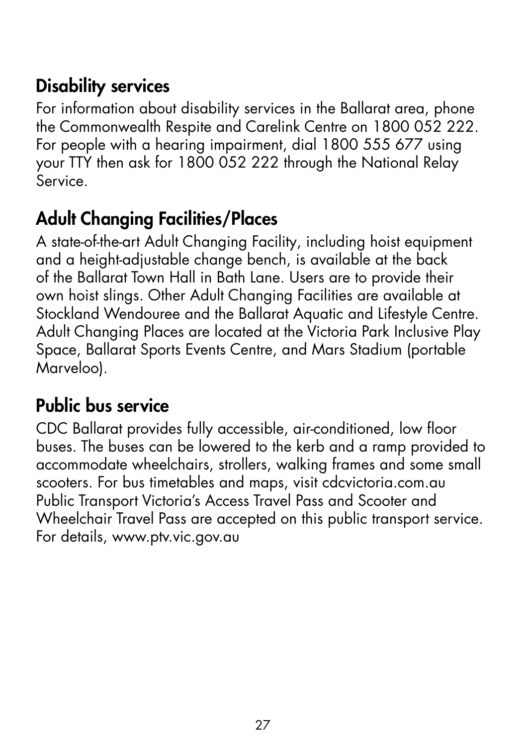## Disability services

For information about disability services in the Ballarat area, phone the Commonwealth Respite and Carelink Centre on 1800 052 222. For people with a hearing impairment, dial 1800 555 677 using your TTY then ask for 1800 052 222 through the National Relay Service.

## Adult Changing Facilities/Places

A state-of-the-art Adult Changing Facility, including hoist equipment and a height-adjustable change bench, is available at the back of the Ballarat Town Hall in Bath Lane. Users are to provide their own hoist slings. Other Adult Changing Facilities are available at Stockland Wendouree and the Ballarat Aquatic and Lifestyle Centre. Adult Changing Places are located at the Victoria Park Inclusive Play Space, Ballarat Sports Events Centre, and Mars Stadium (portable Marveloo).

## Public bus service

CDC Ballarat provides fully accessible, air-conditioned, low floor buses. The buses can be lowered to the kerb and a ramp provided to accommodate wheelchairs, strollers, walking frames and some small scooters. For bus timetables and maps, visit cdcvictoria.com.au Public Transport Victoria's Access Travel Pass and Scooter and Wheelchair Travel Pass are accepted on this public transport service. For details, www.ptv.vic.gov.au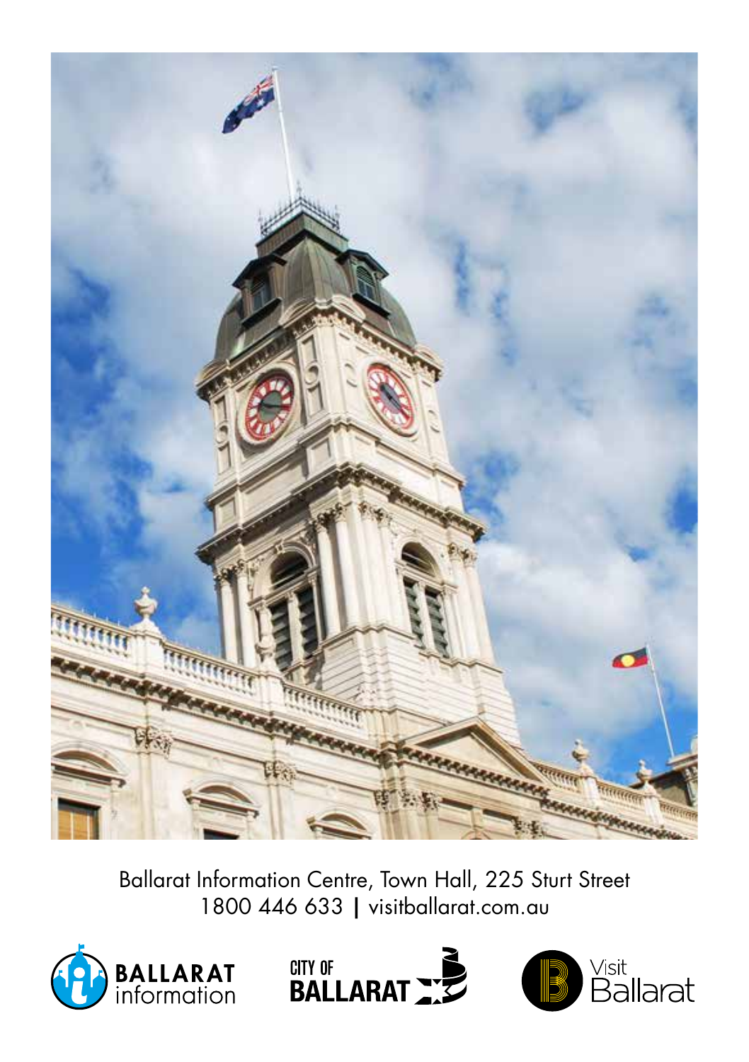Ballarat Information Centre, Town Hall, 225 Sturt Street
1800 446 633 | visitballarat.com.au